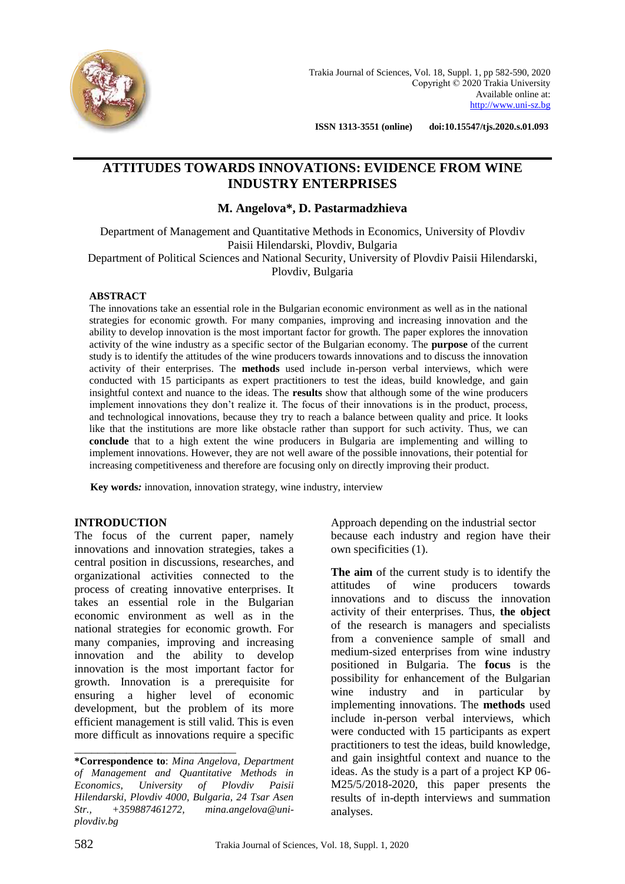# ATTITUDES TOWARDS INNOVATIONS: EVIDENCE FROM WINE INDUSTRY ENTERPRISES

**M. Angelova\*, D. Pastarmadzhieva**

Department of Management and Quantitative Methods in Economics, University of Plovdiv Paisii Hilendarski, Plovdiv, Bulgaria
Department of Political Sciences and National Security, University of Plovdiv Paisii Hilendarski, Plovdiv, Bulgaria

### ABSTRACT

The innovations take an essential role in the Bulgarian economic environment as well as in the national strategies for economic growth. For many companies, improving and increasing innovation and the ability to develop innovation is the most important factor for growth. The paper explores the innovation activity of the wine industry as a specific sector of the Bulgarian economy. The **purpose** of the current study is to identify the attitudes of the wine producers towards innovations and to discuss the innovation activity of their enterprises. The **methods** used include in-person verbal interviews, which were conducted with 15 participants as expert practitioners to test the ideas, build knowledge, and gain insightful context and nuance to the ideas. The **results** show that although some of the wine producers implement innovations they don't realize it. The focus of their innovations is in the product, process, and technological innovations, because they try to reach a balance between quality and price. It looks like that the institutions are more like obstacle rather than support for such activity. Thus, we can **conclude** that to a high extent the wine producers in Bulgaria are implementing and willing to implement innovations. However, they are not well aware of the possible innovations, their potential for increasing competitiveness and therefore are focusing only on directly improving their product.

**Key words*:*** innovation, innovation strategy, wine industry, interview

## INTRODUCTION

The focus of the current paper, namely innovations and innovation strategies, takes a central position in discussions, researches, and organizational activities connected to the process of creating innovative enterprises. It takes an essential role in the Bulgarian economic environment as well as in the national strategies for economic growth. For many companies, improving and increasing innovation and the ability to develop innovation is the most important factor for growth. Innovation is a prerequisite for ensuring a higher level of economic development, but the problem of its more efficient management is still valid. This is even more difficult as innovations require a specific Approach depending on the industrial sector because each industry and region have their own specificities (1).

**The aim** of the current study is to identify the attitudes of wine producers towards innovations and to discuss the innovation activity of their enterprises. Thus, **the object** of the research is managers and specialists from a convenience sample of small and medium-sized enterprises from wine industry positioned in Bulgaria. The **focus** is the possibility for enhancement of the Bulgarian wine industry and in particular by implementing innovations. The **methods** used include in-person verbal interviews, which were conducted with 15 participants as expert practitioners to test the ideas, build knowledge, and gain insightful context and nuance to the ideas. As the study is a part of a project KP 06-M25/5/2018-2020, this paper presents the results of in-depth interviews and summation analyses.

---

**\*Correspondence to**: *Mina Angelova, Department of Management and Quantitative Methods in Economics, University of Plovdiv Paisii Hilendarski, Plovdiv 4000, Bulgaria, 24 Tsar Asen Str., +359887461272, mina.angelova@uni-plovdiv.bg*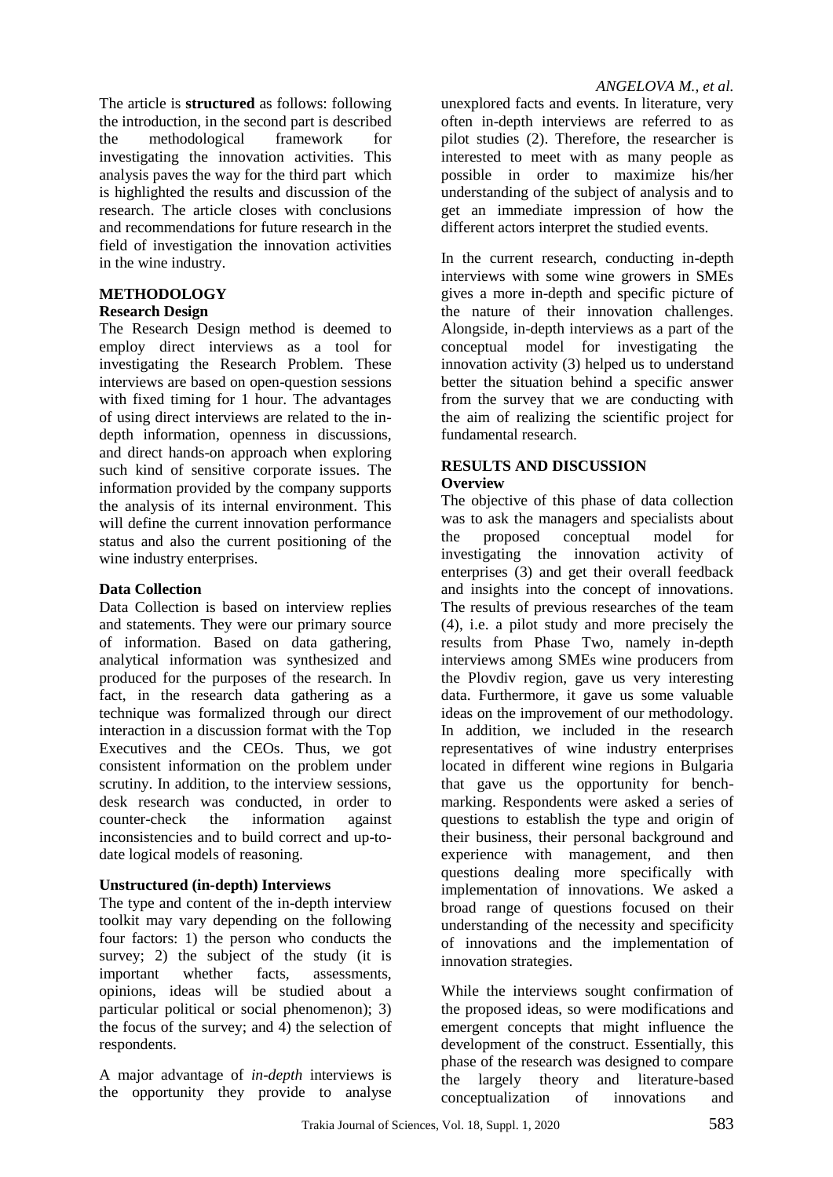The article is **structured** as follows: following the introduction, in the second part is described the methodological framework for investigating the innovation activities. This analysis paves the way for the third part which is highlighted the results and discussion of the research. The article closes with conclusions and recommendations for future research in the field of investigation the innovation activities in the wine industry.

## METHODOLOGY

### Research Design

The Research Design method is deemed to employ direct interviews as a tool for investigating the Research Problem. These interviews are based on open-question sessions with fixed timing for 1 hour. The advantages of using direct interviews are related to the in-depth information, openness in discussions, and direct hands-on approach when exploring such kind of sensitive corporate issues. The information provided by the company supports the analysis of its internal environment. This will define the current innovation performance status and also the current positioning of the wine industry enterprises.

### Data Collection

Data Collection is based on interview replies and statements. They were our primary source of information. Based on data gathering, analytical information was synthesized and produced for the purposes of the research. In fact, in the research data gathering as a technique was formalized through our direct interaction in a discussion format with the Top Executives and the CEOs. Thus, we got consistent information on the problem under scrutiny. In addition, to the interview sessions, desk research was conducted, in order to counter-check the information against inconsistencies and to build correct and up-to-date logical models of reasoning.

### Unstructured (in-depth) Interviews

The type and content of the in-depth interview toolkit may vary depending on the following four factors: 1) the person who conducts the survey; 2) the subject of the study (it is important whether facts, assessments, opinions, ideas will be studied about a particular political or social phenomenon); 3) the focus of the survey; and 4) the selection of respondents.

A major advantage of *in-depth* interviews is the opportunity they provide to analyse unexplored facts and events. In literature, very often in-depth interviews are referred to as pilot studies (2). Therefore, the researcher is interested to meet with as many people as possible in order to maximize his/her understanding of the subject of analysis and to get an immediate impression of how the different actors interpret the studied events.

In the current research, conducting in-depth interviews with some wine growers in SMEs gives a more in-depth and specific picture of the nature of their innovation challenges. Alongside, in-depth interviews as a part of the conceptual model for investigating the innovation activity (3) helped us to understand better the situation behind a specific answer from the survey that we are conducting with the aim of realizing the scientific project for fundamental research.

## RESULTS AND DISCUSSION

### Overview

The objective of this phase of data collection was to ask the managers and specialists about the proposed conceptual model for investigating the innovation activity of enterprises (3) and get their overall feedback and insights into the concept of innovations. The results of previous researches of the team (4), i.e. a pilot study and more precisely the results from Phase Two, namely in-depth interviews among SMEs wine producers from the Plovdiv region, gave us very interesting data. Furthermore, it gave us some valuable ideas on the improvement of our methodology. In addition, we included in the research representatives of wine industry enterprises located in different wine regions in Bulgaria that gave us the opportunity for bench-marking. Respondents were asked a series of questions to establish the type and origin of their business, their personal background and experience with management, and then questions dealing more specifically with implementation of innovations. We asked a broad range of questions focused on their understanding of the necessity and specificity of innovations and the implementation of innovation strategies.

While the interviews sought confirmation of the proposed ideas, so were modifications and emergent concepts that might influence the development of the construct. Essentially, this phase of the research was designed to compare the largely theory and literature-based conceptualization of innovations and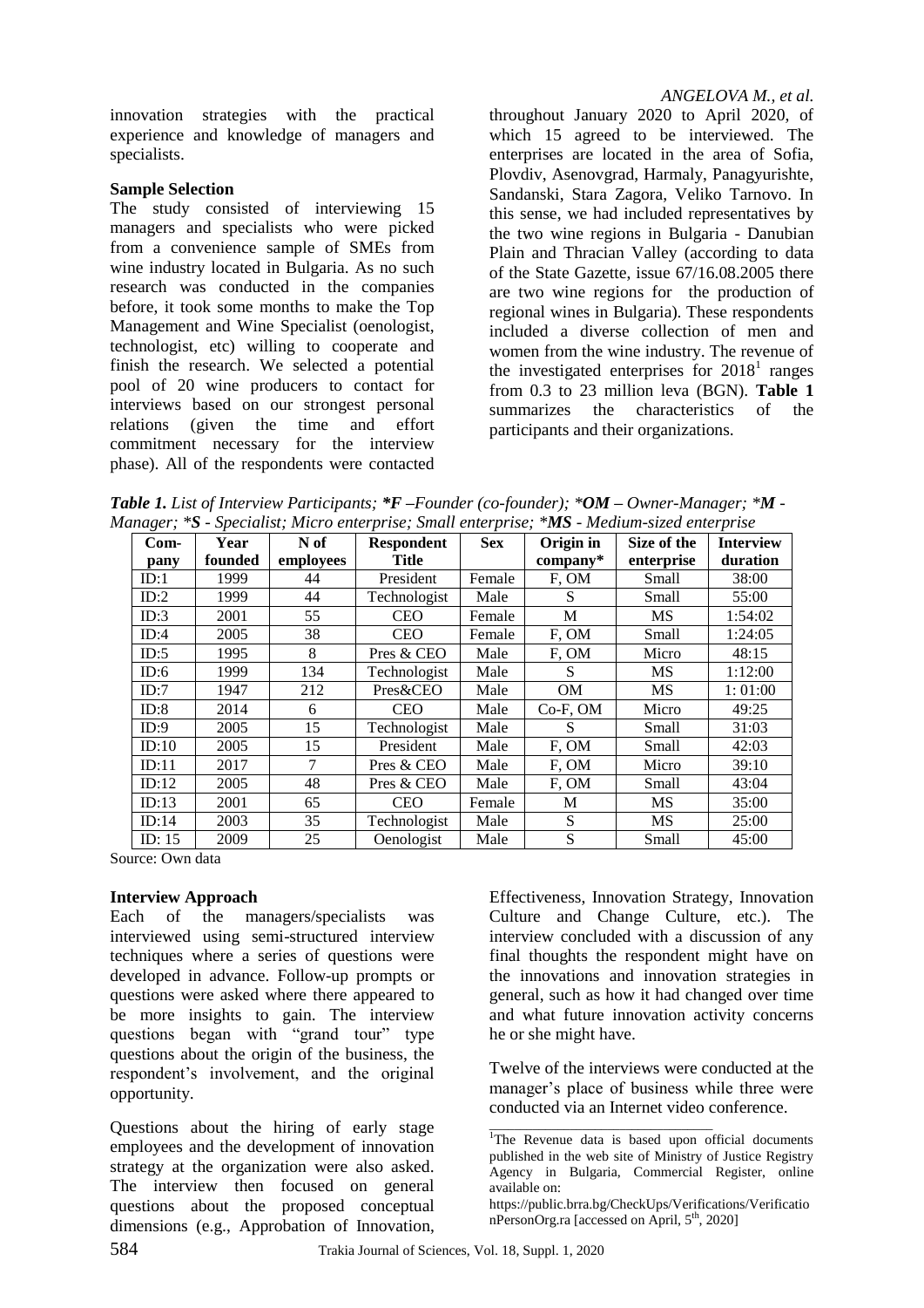innovation strategies with the practical experience and knowledge of managers and specialists.

**Sample Selection**

The study consisted of interviewing 15 managers and specialists who were picked from a convenience sample of SMEs from wine industry located in Bulgaria. As no such research was conducted in the companies before, it took some months to make the Top Management and Wine Specialist (oenologist, technologist, etc) willing to cooperate and finish the research. We selected a potential pool of 20 wine producers to contact for interviews based on our strongest personal relations (given the time and effort commitment necessary for the interview phase). All of the respondents were contacted throughout January 2020 to April 2020, of which 15 agreed to be interviewed. The enterprises are located in the area of Sofia, Plovdiv, Asenovgrad, Harmaly, Panagyurishte, Sandanski, Stara Zagora, Veliko Tarnovo. In this sense, we had included representatives by the two wine regions in Bulgaria - Danubian Plain and Thracian Valley (according to data of the State Gazette, issue 67/16.08.2005 there are two wine regions for the production of regional wines in Bulgaria). These respondents included a diverse collection of men and women from the wine industry. The revenue of the investigated enterprises for 2018[1] ranges from 0.3 to 23 million leva (BGN). **Table 1** summarizes the characteristics of the participants and their organizations.

***Table 1.*** *List of Interview Participants;* ***\*F*** *–Founder (co-founder);* *\****OM*** *– Owner-Manager;* *\****M*** *- Manager;* *\****S*** *- Specialist; Micro enterprise; Small enterprise;* *\****MS*** *- Medium-sized enterprise*

| Company | Year founded | N of employees | Respondent Title | Sex | Origin in company* | Size of the enterprise | Interview duration |
|---|---|---|---|---|---|---|---|
| ID:1 | 1999 | 44 | President | Female | F, OM | Small | 38:00 |
| ID:2 | 1999 | 44 | Technologist | Male | S | Small | 55:00 |
| ID:3 | 2001 | 55 | CEO | Female | M | MS | 1:54:02 |
| ID:4 | 2005 | 38 | CEO | Female | F, OM | Small | 1:24:05 |
| ID:5 | 1995 | 8 | Pres & CEO | Male | F, OM | Micro | 48:15 |
| ID:6 | 1999 | 134 | Technologist | Male | S | MS | 1:12:00 |
| ID:7 | 1947 | 212 | Pres&CEO | Male | OM | MS | 1: 01:00 |
| ID:8 | 2014 | 6 | CEO | Male | Co-F, OM | Micro | 49:25 |
| ID:9 | 2005 | 15 | Technologist | Male | S | Small | 31:03 |
| ID:10 | 2005 | 15 | President | Male | F, OM | Small | 42:03 |
| ID:11 | 2017 | 7 | Pres & CEO | Male | F, OM | Micro | 39:10 |
| ID:12 | 2005 | 48 | Pres & CEO | Male | F, OM | Small | 43:04 |
| ID:13 | 2001 | 65 | CEO | Female | M | MS | 35:00 |
| ID:14 | 2003 | 35 | Technologist | Male | S | MS | 25:00 |
| ID: 15 | 2009 | 25 | Oenologist | Male | S | Small | 45:00 |

Source: Own data

**Interview Approach**

Each of the managers/specialists was interviewed using semi-structured interview techniques where a series of questions were developed in advance. Follow-up prompts or questions were asked where there appeared to be more insights to gain. The interview questions began with "grand tour" type questions about the origin of the business, the respondent's involvement, and the original opportunity.

Questions about the hiring of early stage employees and the development of innovation strategy at the organization were also asked. The interview then focused on general questions about the proposed conceptual dimensions (e.g., Approbation of Innovation, Effectiveness, Innovation Strategy, Innovation Culture and Change Culture, etc.). The interview concluded with a discussion of any final thoughts the respondent might have on the innovations and innovation strategies in general, such as how it had changed over time and what future innovation activity concerns he or she might have.

Twelve of the interviews were conducted at the manager's place of business while three were conducted via an Internet video conference.

[1]The Revenue data is based upon official documents published in the web site of Ministry of Justice Registry Agency in Bulgaria, Commercial Register, online available on: https://public.brra.bg/CheckUps/Verifications/VerificationPersonOrg.ra [accessed on April, 5th, 2020]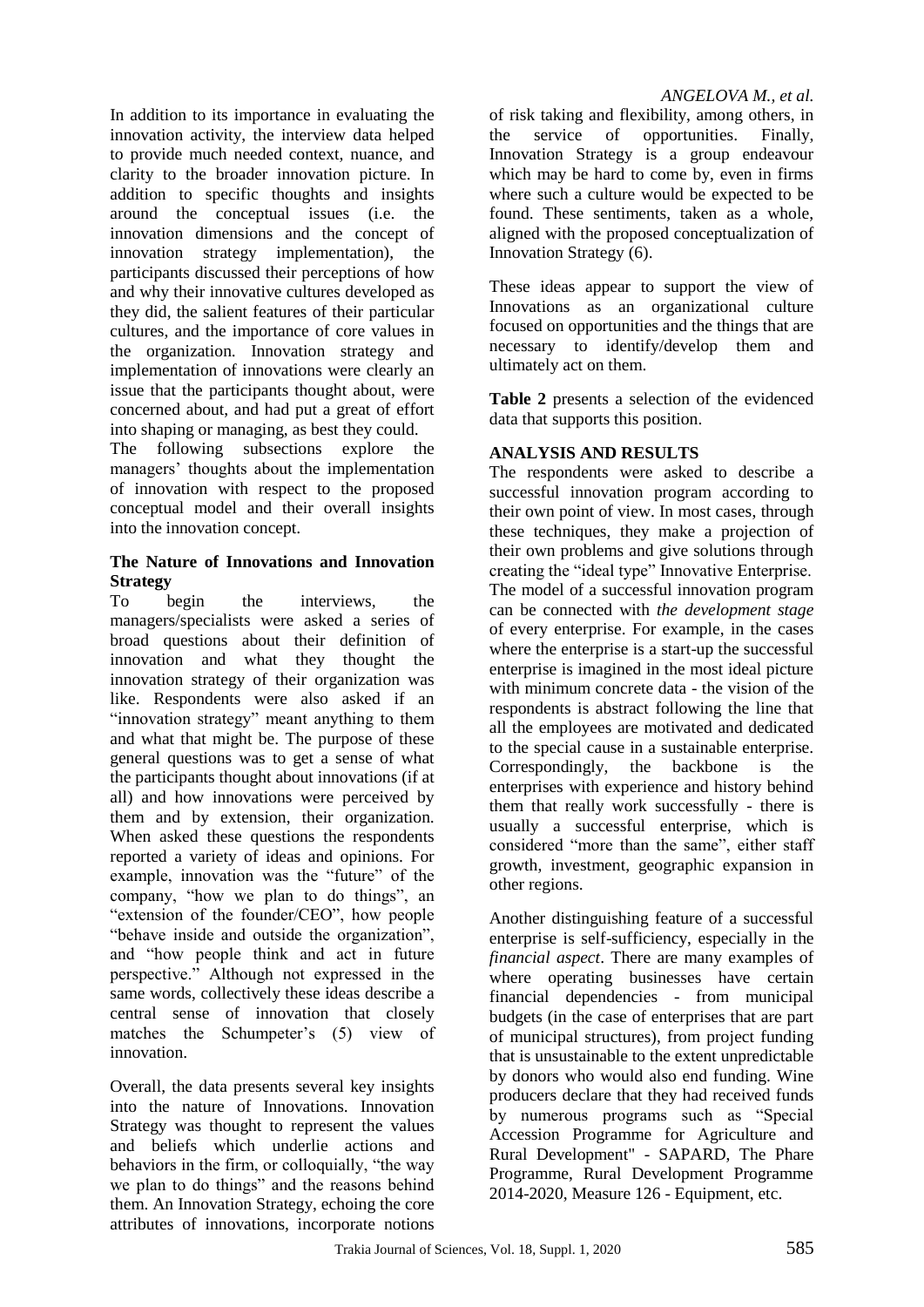In addition to its importance in evaluating the innovation activity, the interview data helped to provide much needed context, nuance, and clarity to the broader innovation picture. In addition to specific thoughts and insights around the conceptual issues (i.e. the innovation dimensions and the concept of innovation strategy implementation), the participants discussed their perceptions of how and why their innovative cultures developed as they did, the salient features of their particular cultures, and the importance of core values in the organization. Innovation strategy and implementation of innovations were clearly an issue that the participants thought about, were concerned about, and had put a great of effort into shaping or managing, as best they could.

The following subsections explore the managers' thoughts about the implementation of innovation with respect to the proposed conceptual model and their overall insights into the innovation concept.

### The Nature of Innovations and Innovation Strategy

To begin the interviews, the managers/specialists were asked a series of broad questions about their definition of innovation and what they thought the innovation strategy of their organization was like. Respondents were also asked if an "innovation strategy" meant anything to them and what that might be. The purpose of these general questions was to get a sense of what the participants thought about innovations (if at all) and how innovations were perceived by them and by extension, their organization. When asked these questions the respondents reported a variety of ideas and opinions. For example, innovation was the "future" of the company, "how we plan to do things", an "extension of the founder/CEO", how people "behave inside and outside the organization", and "how people think and act in future perspective." Although not expressed in the same words, collectively these ideas describe a central sense of innovation that closely matches the Schumpeter's (5) view of innovation.

Overall, the data presents several key insights into the nature of Innovations. Innovation Strategy was thought to represent the values and beliefs which underlie actions and behaviors in the firm, or colloquially, "the way we plan to do things" and the reasons behind them. An Innovation Strategy, echoing the core attributes of innovations, incorporate notions of risk taking and flexibility, among others, in the service of opportunities. Finally, Innovation Strategy is a group endeavour which may be hard to come by, even in firms where such a culture would be expected to be found. These sentiments, taken as a whole, aligned with the proposed conceptualization of Innovation Strategy (6).

These ideas appear to support the view of Innovations as an organizational culture focused on opportunities and the things that are necessary to identify/develop them and ultimately act on them.

**Table 2** presents a selection of the evidenced data that supports this position.

## ANALYSIS AND RESULTS

The respondents were asked to describe a successful innovation program according to their own point of view. In most cases, through these techniques, they make a projection of their own problems and give solutions through creating the "ideal type" Innovative Enterprise. The model of a successful innovation program can be connected with *the development stage* of every enterprise. For example, in the cases where the enterprise is a start-up the successful enterprise is imagined in the most ideal picture with minimum concrete data - the vision of the respondents is abstract following the line that all the employees are motivated and dedicated to the special cause in a sustainable enterprise. Correspondingly, the backbone is the enterprises with experience and history behind them that really work successfully - there is usually a successful enterprise, which is considered "more than the same", either staff growth, investment, geographic expansion in other regions.

Another distinguishing feature of a successful enterprise is self-sufficiency, especially in the *financial aspect*. There are many examples of where operating businesses have certain financial dependencies - from municipal budgets (in the case of enterprises that are part of municipal structures), from project funding that is unsustainable to the extent unpredictable by donors who would also end funding. Wine producers declare that they had received funds by numerous programs such as "Special Accession Programme for Agriculture and Rural Development" - SAPARD, The Phare Programme, Rural Development Programme 2014-2020, Measure 126 - Equipment, etc.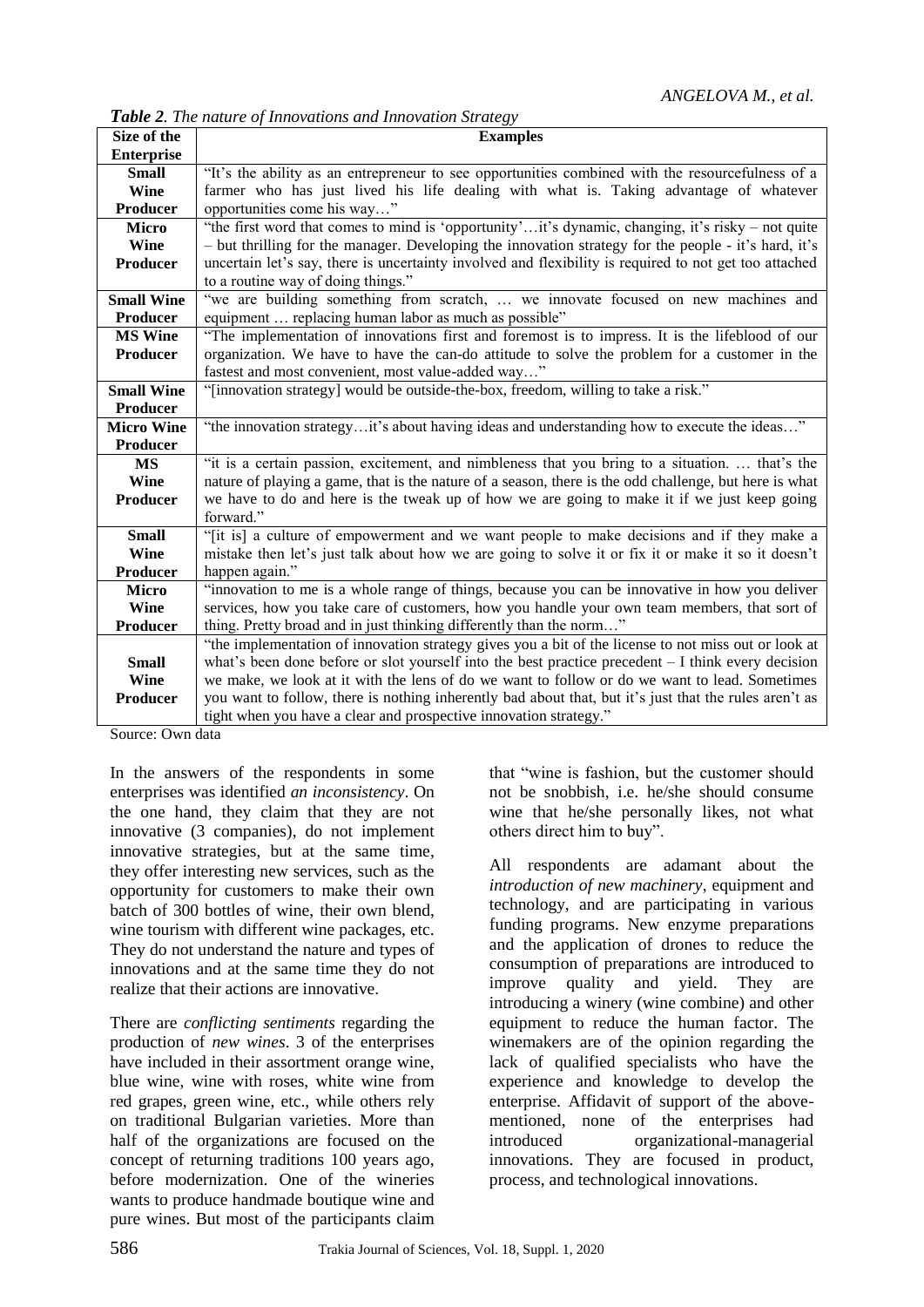***Table 2**. The nature of Innovations and Innovation Strategy*

| Size of the Enterprise | Examples |
|---|---|
| **Small Wine Producer** | "It's the ability as an entrepreneur to see opportunities combined with the resourcefulness of a farmer who has just lived his life dealing with what is. Taking advantage of whatever opportunities come his way…" |
| **Micro Wine Producer** | "the first word that comes to mind is 'opportunity'…it's dynamic, changing, it's risky – not quite – but thrilling for the manager. Developing the innovation strategy for the people - it's hard, it's uncertain let's say, there is uncertainty involved and flexibility is required to not get too attached to a routine way of doing things." |
| **Small Wine Producer** | "we are building something from scratch, … we innovate focused on new machines and equipment … replacing human labor as much as possible" |
| **MS Wine Producer** | "The implementation of innovations first and foremost is to impress. It is the lifeblood of our organization. We have to have the can-do attitude to solve the problem for a customer in the fastest and most convenient, most value-added way…" |
| **Small Wine Producer** | "[innovation strategy] would be outside-the-box, freedom, willing to take a risk." |
| **Micro Wine Producer** | "the innovation strategy…it's about having ideas and understanding how to execute the ideas…" |
| **MS Wine Producer** | "it is a certain passion, excitement, and nimbleness that you bring to a situation. … that's the nature of playing a game, that is the nature of a season, there is the odd challenge, but here is what we have to do and here is the tweak up of how we are going to make it if we just keep going forward." |
| **Small Wine Producer** | "[it is] a culture of empowerment and we want people to make decisions and if they make a mistake then let's just talk about how we are going to solve it or fix it or make it so it doesn't happen again." |
| **Micro Wine Producer** | "innovation to me is a whole range of things, because you can be innovative in how you deliver services, how you take care of customers, how you handle your own team members, that sort of thing. Pretty broad and in just thinking differently than the norm…" |
| **Small Wine Producer** | "the implementation of innovation strategy gives you a bit of the license to not miss out or look at what's been done before or slot yourself into the best practice precedent – I think every decision we make, we look at it with the lens of do we want to follow or do we want to lead. Sometimes you want to follow, there is nothing inherently bad about that, but it's just that the rules aren't as tight when you have a clear and prospective innovation strategy." |

Source: Own data

In the answers of the respondents in some enterprises was identified *an inconsistency*. On the one hand, they claim that they are not innovative (3 companies), do not implement innovative strategies, but at the same time, they offer interesting new services, such as the opportunity for customers to make their own batch of 300 bottles of wine, their own blend, wine tourism with different wine packages, etc. They do not understand the nature and types of innovations and at the same time they do not realize that their actions are innovative.

There are *conflicting sentiments* regarding the production of *new wines*. 3 of the enterprises have included in their assortment orange wine, blue wine, wine with roses, white wine from red grapes, green wine, etc., while others rely on traditional Bulgarian varieties. More than half of the organizations are focused on the concept of returning traditions 100 years ago, before modernization. One of the wineries wants to produce handmade boutique wine and pure wines. But most of the participants claim that "wine is fashion, but the customer should not be snobbish, i.e. he/she should consume wine that he/she personally likes, not what others direct him to buy".

All respondents are adamant about the *introduction of new machinery*, equipment and technology, and are participating in various funding programs. New enzyme preparations and the application of drones to reduce the consumption of preparations are introduced to improve quality and yield. They are introducing a winery (wine combine) and other equipment to reduce the human factor. The winemakers are of the opinion regarding the lack of qualified specialists who have the experience and knowledge to develop the enterprise. Affidavit of support of the above-mentioned, none of the enterprises had introduced organizational-managerial innovations. They are focused in product, process, and technological innovations.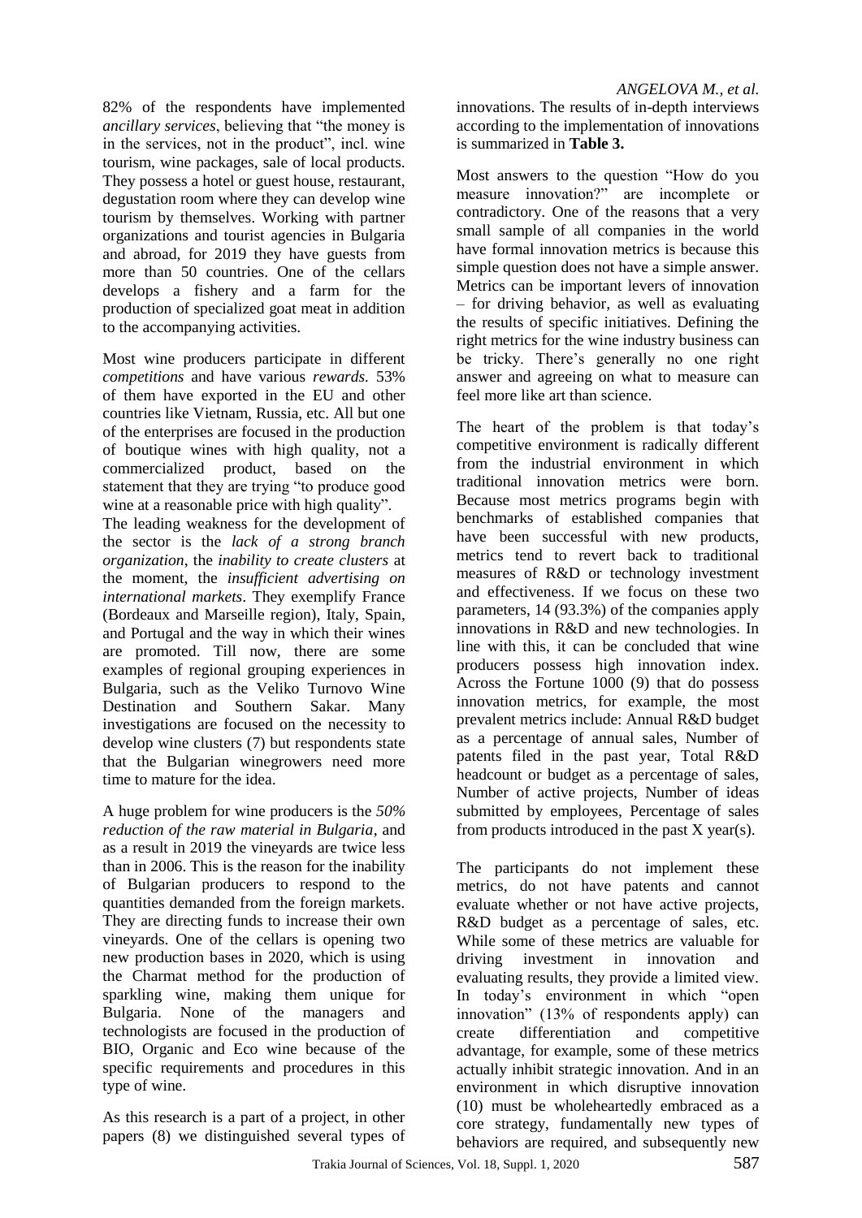82% of the respondents have implemented *ancillary services*, believing that "the money is in the services, not in the product", incl. wine tourism, wine packages, sale of local products. They possess a hotel or guest house, restaurant, degustation room where they can develop wine tourism by themselves. Working with partner organizations and tourist agencies in Bulgaria and abroad, for 2019 they have guests from more than 50 countries. One of the cellars develops a fishery and a farm for the production of specialized goat meat in addition to the accompanying activities.

Most wine producers participate in different *competitions* and have various *rewards.* 53% of them have exported in the EU and other countries like Vietnam, Russia, etc. All but one of the enterprises are focused in the production of boutique wines with high quality, not a commercialized product, based on the statement that they are trying "to produce good wine at a reasonable price with high quality".

The leading weakness for the development of the sector is the *lack of a strong branch organization*, the *inability to create clusters* at the moment, the *insufficient advertising on international markets*. They exemplify France (Bordeaux and Marseille region), Italy, Spain, and Portugal and the way in which their wines are promoted. Till now, there are some examples of regional grouping experiences in Bulgaria, such as the Veliko Turnovo Wine Destination and Southern Sakar. Many investigations are focused on the necessity to develop wine clusters (7) but respondents state that the Bulgarian winegrowers need more time to mature for the idea.

A huge problem for wine producers is the *50% reduction of the raw material in Bulgaria*, and as a result in 2019 the vineyards are twice less than in 2006. This is the reason for the inability of Bulgarian producers to respond to the quantities demanded from the foreign markets. They are directing funds to increase their own vineyards. One of the cellars is opening two new production bases in 2020, which is using the Charmat method for the production of sparkling wine, making them unique for Bulgaria. None of the managers and technologists are focused in the production of BIO, Organic and Eco wine because of the specific requirements and procedures in this type of wine.

As this research is a part of a project, in other papers (8) we distinguished several types of innovations. The results of in-depth interviews according to the implementation of innovations is summarized in **Table 3.**

Most answers to the question "How do you measure innovation?" are incomplete or contradictory. One of the reasons that a very small sample of all companies in the world have formal innovation metrics is because this simple question does not have a simple answer. Metrics can be important levers of innovation – for driving behavior, as well as evaluating the results of specific initiatives. Defining the right metrics for the wine industry business can be tricky. There's generally no one right answer and agreeing on what to measure can feel more like art than science.

The heart of the problem is that today's competitive environment is radically different from the industrial environment in which traditional innovation metrics were born. Because most metrics programs begin with benchmarks of established companies that have been successful with new products, metrics tend to revert back to traditional measures of R&D or technology investment and effectiveness. If we focus on these two parameters, 14 (93.3%) of the companies apply innovations in R&D and new technologies. In line with this, it can be concluded that wine producers possess high innovation index. Across the Fortune 1000 (9) that do possess innovation metrics, for example, the most prevalent metrics include: Annual R&D budget as a percentage of annual sales, Number of patents filed in the past year, Total R&D headcount or budget as a percentage of sales, Number of active projects, Number of ideas submitted by employees, Percentage of sales from products introduced in the past X year(s).

The participants do not implement these metrics, do not have patents and cannot evaluate whether or not have active projects, R&D budget as a percentage of sales, etc. While some of these metrics are valuable for driving investment in innovation and evaluating results, they provide a limited view. In today's environment in which "open innovation" (13% of respondents apply) can create differentiation and competitive advantage, for example, some of these metrics actually inhibit strategic innovation. And in an environment in which disruptive innovation (10) must be wholeheartedly embraced as a core strategy, fundamentally new types of behaviors are required, and subsequently new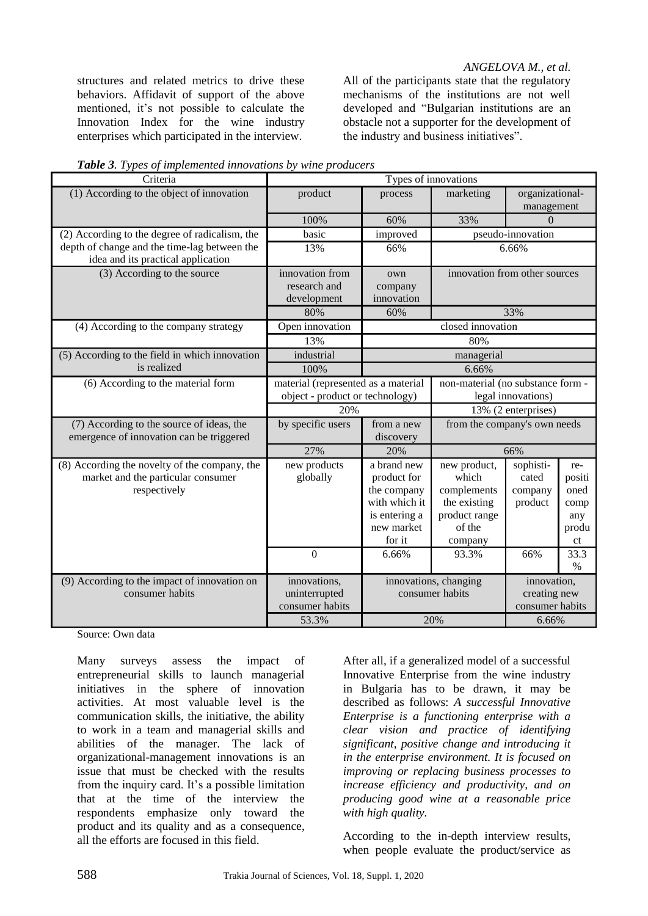structures and related metrics to drive these behaviors. Affidavit of support of the above mentioned, it's not possible to calculate the Innovation Index for the wine industry enterprises which participated in the interview.

All of the participants state that the regulatory mechanisms of the institutions are not well developed and "Bulgarian institutions are an obstacle not a supporter for the development of the industry and business initiatives".

***Table 3**. Types of implemented innovations by wine producers*

| Criteria | Types of innovations | | | | |
|---|---|---|---|---|---|
| (1) According to the object of innovation | product | process | marketing | organizational-management | |
| | 100% | 60% | 33% | 0 | |
| (2) According to the degree of radicalism, the depth of change and the time-lag between the idea and its practical application | basic | improved | pseudo-innovation | | |
| | 13% | 66% | 6.66% | | |
| (3) According to the source | innovation from research and development | own company innovation | innovation from other sources | | |
| | 80% | 60% | 33% | | |
| (4) According to the company strategy | Open innovation | closed innovation | | | |
| | 13% | 80% | | | |
| (5) According to the field in which innovation is realized | industrial | managerial | | | |
| | 100% | 6.66% | | | |
| (6) According to the material form | material (represented as a material object - product or technology) | | non-material (no substance form - legal innovations) | | |
| | 20% | | 13% (2 enterprises) | | |
| (7) According to the source of ideas, the emergence of innovation can be triggered | by specific users | from a new discovery | from the company's own needs | | |
| | 27% | 20% | 66% | | |
| (8) According the novelty of the company, the market and the particular consumer respectively | new products globally | a brand new product for the company with which it is entering a new market for it | new product, which complements the existing product range of the company | sophisticated company product | re-positioned company product |
| | 0 | 6.66% | 93.3% | 66% | 33.3 % |
| (9) According to the impact of innovation on consumer habits | innovations, uninterrupted consumer habits | innovations, changing consumer habits | | innovation, creating new consumer habits | |
| | 53.3% | 20% | | 6.66% | |

Source: Own data

Many surveys assess the impact of entrepreneurial skills to launch managerial initiatives in the sphere of innovation activities. At most valuable level is the communication skills, the initiative, the ability to work in a team and managerial skills and abilities of the manager. The lack of organizational-management innovations is an issue that must be checked with the results from the inquiry card. It's a possible limitation that at the time of the interview the respondents emphasize only toward the product and its quality and as a consequence, all the efforts are focused in this field.

After all, if a generalized model of a successful Innovative Enterprise from the wine industry in Bulgaria has to be drawn, it may be described as follows: *A successful Innovative Enterprise is a functioning enterprise with a clear vision and practice of identifying significant, positive change and introducing it in the enterprise environment. It is focused on improving or replacing business processes to increase efficiency and productivity, and on producing good wine at a reasonable price with high quality.*

According to the in-depth interview results, when people evaluate the product/service as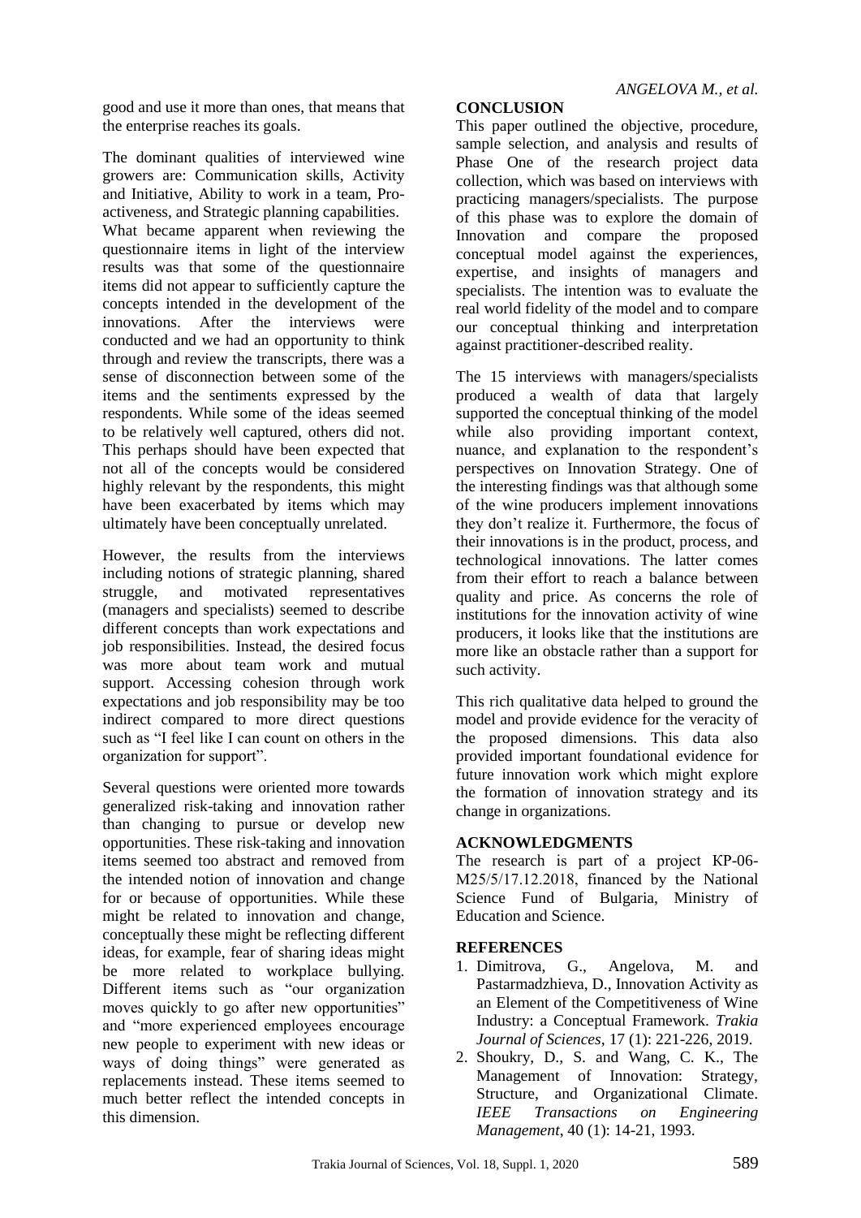good and use it more than ones, that means that the enterprise reaches its goals.

The dominant qualities of interviewed wine growers are: Communication skills, Activity and Initiative, Ability to work in a team, Pro-activeness, and Strategic planning capabilities. What became apparent when reviewing the questionnaire items in light of the interview results was that some of the questionnaire items did not appear to sufficiently capture the concepts intended in the development of the innovations. After the interviews were conducted and we had an opportunity to think through and review the transcripts, there was a sense of disconnection between some of the items and the sentiments expressed by the respondents. While some of the ideas seemed to be relatively well captured, others did not. This perhaps should have been expected that not all of the concepts would be considered highly relevant by the respondents, this might have been exacerbated by items which may ultimately have been conceptually unrelated.

However, the results from the interviews including notions of strategic planning, shared struggle, and motivated representatives (managers and specialists) seemed to describe different concepts than work expectations and job responsibilities. Instead, the desired focus was more about team work and mutual support. Accessing cohesion through work expectations and job responsibility may be too indirect compared to more direct questions such as "I feel like I can count on others in the organization for support".

Several questions were oriented more towards generalized risk-taking and innovation rather than changing to pursue or develop new opportunities. These risk-taking and innovation items seemed too abstract and removed from the intended notion of innovation and change for or because of opportunities. While these might be related to innovation and change, conceptually these might be reflecting different ideas, for example, fear of sharing ideas might be more related to workplace bullying. Different items such as "our organization moves quickly to go after new opportunities" and "more experienced employees encourage new people to experiment with new ideas or ways of doing things" were generated as replacements instead. These items seemed to much better reflect the intended concepts in this dimension.

## CONCLUSION

This paper outlined the objective, procedure, sample selection, and analysis and results of Phase One of the research project data collection, which was based on interviews with practicing managers/specialists. The purpose of this phase was to explore the domain of Innovation and compare the proposed conceptual model against the experiences, expertise, and insights of managers and specialists. The intention was to evaluate the real world fidelity of the model and to compare our conceptual thinking and interpretation against practitioner-described reality.

The 15 interviews with managers/specialists produced a wealth of data that largely supported the conceptual thinking of the model while also providing important context, nuance, and explanation to the respondent's perspectives on Innovation Strategy. One of the interesting findings was that although some of the wine producers implement innovations they don't realize it. Furthermore, the focus of their innovations is in the product, process, and technological innovations. The latter comes from their effort to reach a balance between quality and price. As concerns the role of institutions for the innovation activity of wine producers, it looks like that the institutions are more like an obstacle rather than a support for such activity.

This rich qualitative data helped to ground the model and provide evidence for the veracity of the proposed dimensions. This data also provided important foundational evidence for future innovation work which might explore the formation of innovation strategy and its change in organizations.

## ACKNOWLEDGMENTS

The research is part of a project КР-06-М25/5/17.12.2018, financed by the National Science Fund of Bulgaria, Ministry of Education and Science.

## REFERENCES

1. Dimitrova, G., Angelova, M. and Pastarmadzhieva, D., Innovation Activity as an Element of the Competitiveness of Wine Industry: a Conceptual Framework. *Trakia Journal of Sciences*, 17 (1): 221-226, 2019.
2. Shoukry, D., S. and Wang, C. K., The Management of Innovation: Strategy, Structure, and Organizational Climate. *IEEE Transactions on Engineering Management*, 40 (1): 14-21, 1993.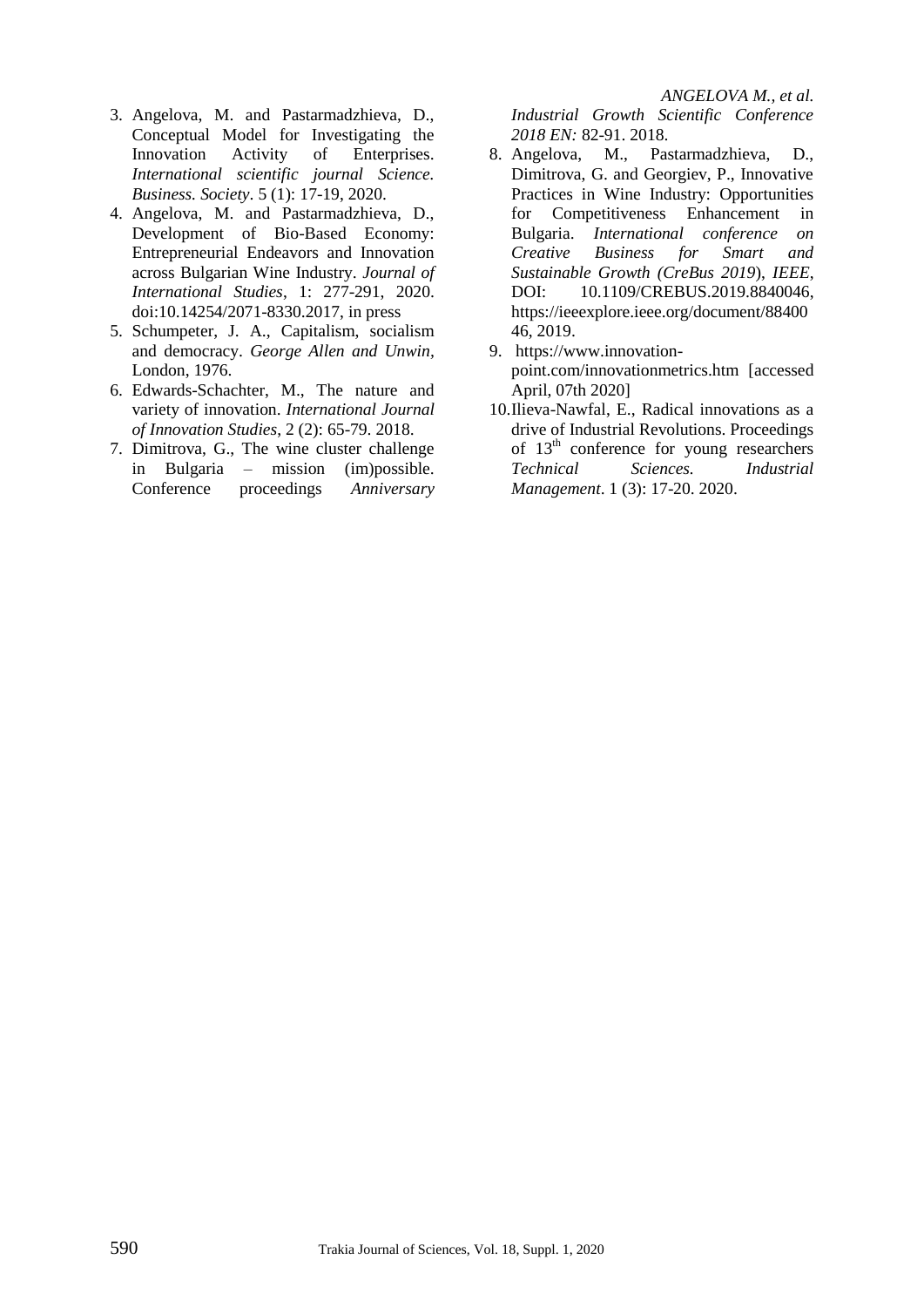3. Angelova, M. and Pastarmadzhieva, D., Conceptual Model for Investigating the Innovation Activity of Enterprises. *International scientific journal Science. Business. Society*. 5 (1): 17-19, 2020.
4. Angelova, M. and Pastarmadzhieva, D., Development of Bio-Based Economy: Entrepreneurial Endeavors and Innovation across Bulgarian Wine Industry. *Journal of International Studies*, 1: 277-291, 2020. doi:10.14254/2071-8330.2017, in press
5. Schumpeter, J. A., Capitalism, socialism and democracy. *George Allen and Unwin*, London, 1976.
6. Edwards-Schachter, M., The nature and variety of innovation. *International Journal of Innovation Studies*, 2 (2): 65-79. 2018.
7. Dimitrova, G., The wine cluster challenge in Bulgaria – mission (im)possible. Conference proceedings *Anniversary Industrial Growth Scientific Conference 2018 EN:* 82-91. 2018.
8. Angelova, M., Pastarmadzhieva, D., Dimitrova, G. and Georgiev, P., Innovative Practices in Wine Industry: Opportunities for Competitiveness Enhancement in Bulgaria. *International conference on Creative Business for Smart and Sustainable Growth (CreBus 2019*), *IEEE*, DOI: 10.1109/CREBUS.2019.8840046, https://ieeexplore.ieee.org/document/8840046, 2019.
9. https://www.innovation-point.com/innovationmetrics.htm [accessed April, 07th 2020]
10. Ilieva-Nawfal, E., Radical innovations as a drive of Industrial Revolutions. Proceedings of 13[th] conference for young researchers *Technical Sciences. Industrial Management*. 1 (3): 17-20. 2020.